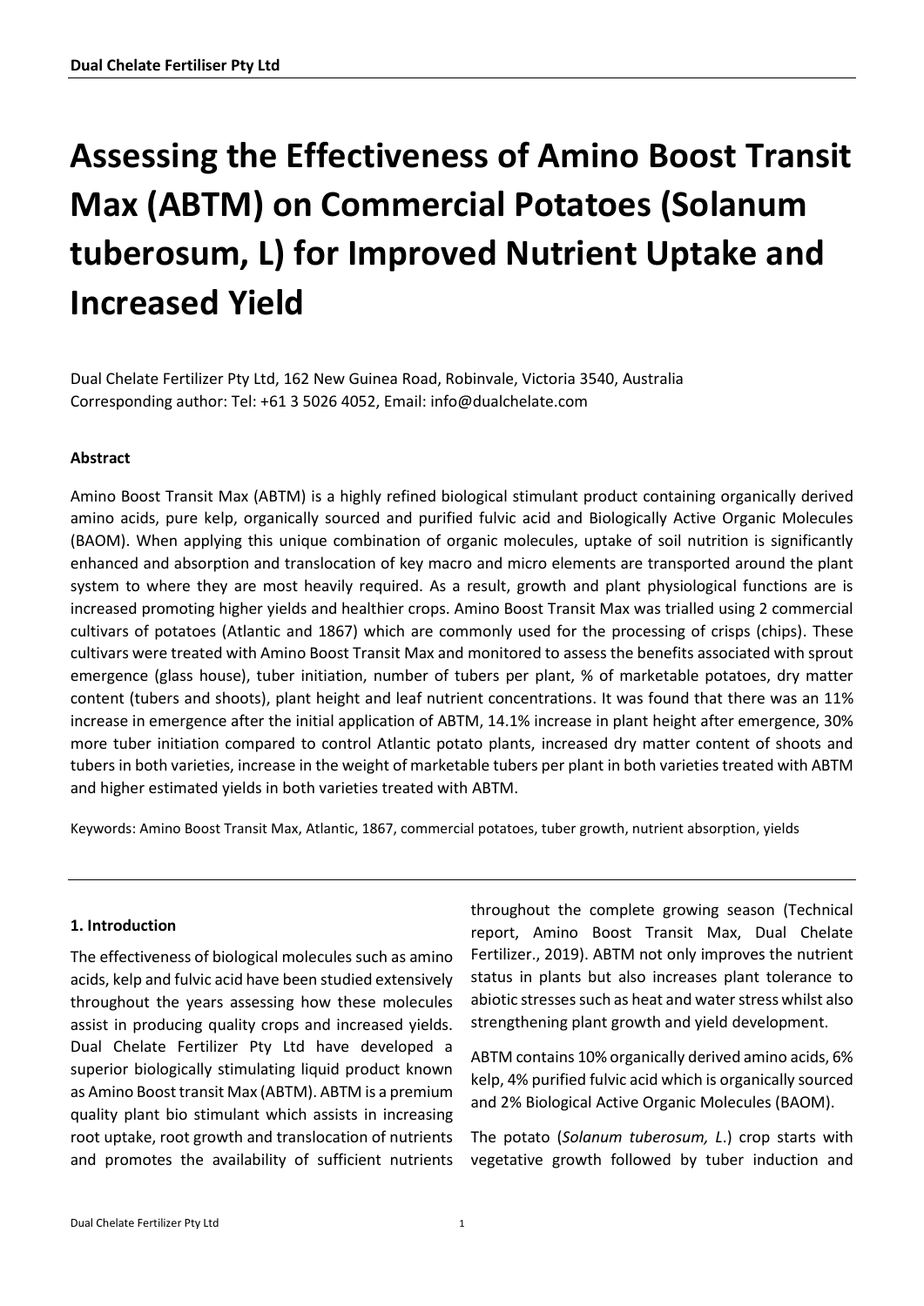# Assessing the Effectiveness of Amino Boost Transit Max (ABTM) on Commercial Potatoes (Solanum tuberosum, L) for Improved Nutrient Uptake and Increased Yield

Dual Chelate Fertilizer Pty Ltd, 162 New Guinea Road, Robinvale, Victoria 3540, Australia
Corresponding author: Tel: +61 3 5026 4052, Email: info@dualchelate.com

#### Abstract

Amino Boost Transit Max (ABTM) is a highly refined biological stimulant product containing organically derived amino acids, pure kelp, organically sourced and purified fulvic acid and Biologically Active Organic Molecules (BAOM). When applying this unique combination of organic molecules, uptake of soil nutrition is significantly enhanced and absorption and translocation of key macro and micro elements are transported around the plant system to where they are most heavily required. As a result, growth and plant physiological functions are is increased promoting higher yields and healthier crops. Amino Boost Transit Max was trialled using 2 commercial cultivars of potatoes (Atlantic and 1867) which are commonly used for the processing of crisps (chips). These cultivars were treated with Amino Boost Transit Max and monitored to assess the benefits associated with sprout emergence (glass house), tuber initiation, number of tubers per plant, % of marketable potatoes, dry matter content (tubers and shoots), plant height and leaf nutrient concentrations. It was found that there was an 11% increase in emergence after the initial application of ABTM, 14.1% increase in plant height after emergence, 30% more tuber initiation compared to control Atlantic potato plants, increased dry matter content of shoots and tubers in both varieties, increase in the weight of marketable tubers per plant in both varieties treated with ABTM and higher estimated yields in both varieties treated with ABTM.

Keywords: Amino Boost Transit Max, Atlantic, 1867, commercial potatoes, tuber growth, nutrient absorption, yields

#### 1. Introduction

The effectiveness of biological molecules such as amino acids, kelp and fulvic acid have been studied extensively throughout the years assessing how these molecules assist in producing quality crops and increased yields. Dual Chelate Fertilizer Pty Ltd have developed a superior biologically stimulating liquid product known as Amino Boost transit Max (ABTM). ABTM is a premium quality plant bio stimulant which assists in increasing root uptake, root growth and translocation of nutrients and promotes the availability of sufficient nutrients throughout the complete growing season (Technical report, Amino Boost Transit Max, Dual Chelate Fertilizer., 2019). ABTM not only improves the nutrient status in plants but also increases plant tolerance to abiotic stresses such as heat and water stress whilst also strengthening plant growth and yield development.

ABTM contains 10% organically derived amino acids, 6% kelp, 4% purified fulvic acid which is organically sourced and 2% Biological Active Organic Molecules (BAOM).

The potato (*Solanum tuberosum, L.*) crop starts with vegetative growth followed by tuber induction and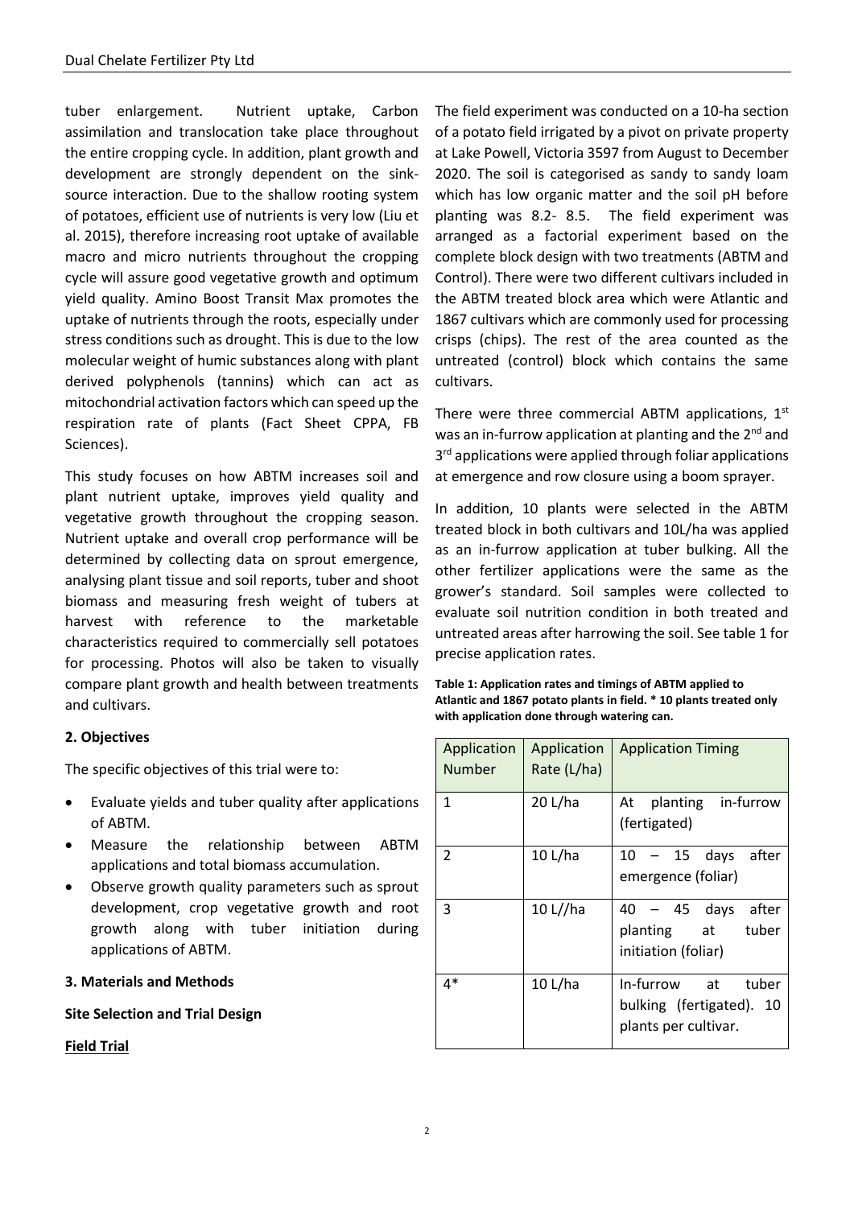tuber enlargement. Nutrient uptake, Carbon assimilation and translocation take place throughout the entire cropping cycle. In addition, plant growth and development are strongly dependent on the sink-source interaction. Due to the shallow rooting system of potatoes, efficient use of nutrients is very low (Liu et al. 2015), therefore increasing root uptake of available macro and micro nutrients throughout the cropping cycle will assure good vegetative growth and optimum yield quality. Amino Boost Transit Max promotes the uptake of nutrients through the roots, especially under stress conditions such as drought. This is due to the low molecular weight of humic substances along with plant derived polyphenols (tannins) which can act as mitochondrial activation factors which can speed up the respiration rate of plants (Fact Sheet CPPA, FB Sciences).

This study focuses on how ABTM increases soil and plant nutrient uptake, improves yield quality and vegetative growth throughout the cropping season. Nutrient uptake and overall crop performance will be determined by collecting data on sprout emergence, analysing plant tissue and soil reports, tuber and shoot biomass and measuring fresh weight of tubers at harvest with reference to the marketable characteristics required to commercially sell potatoes for processing. Photos will also be taken to visually compare plant growth and health between treatments and cultivars.

**2. Objectives**

The specific objectives of this trial were to:

- Evaluate yields and tuber quality after applications of ABTM.
- Measure the relationship between ABTM applications and total biomass accumulation.
- Observe growth quality parameters such as sprout development, crop vegetative growth and root growth along with tuber initiation during applications of ABTM.

**3. Materials and Methods**

**Site Selection and Trial Design**

**Field Trial**

The field experiment was conducted on a 10-ha section of a potato field irrigated by a pivot on private property at Lake Powell, Victoria 3597 from August to December 2020. The soil is categorised as sandy to sandy loam which has low organic matter and the soil pH before planting was 8.2- 8.5. The field experiment was arranged as a factorial experiment based on the complete block design with two treatments (ABTM and Control). There were two different cultivars included in the ABTM treated block area which were Atlantic and 1867 cultivars which are commonly used for processing crisps (chips). The rest of the area counted as the untreated (control) block which contains the same cultivars.

There were three commercial ABTM applications, 1st was an in-furrow application at planting and the 2nd and 3rd applications were applied through foliar applications at emergence and row closure using a boom sprayer.

In addition, 10 plants were selected in the ABTM treated block in both cultivars and 10L/ha was applied as an in-furrow application at tuber bulking. All the other fertilizer applications were the same as the grower's standard. Soil samples were collected to evaluate soil nutrition condition in both treated and untreated areas after harrowing the soil. See table 1 for precise application rates.

**Table 1: Application rates and timings of ABTM applied to Atlantic and 1867 potato plants in field. * 10 plants treated only with application done through watering can.**

| Application Number | Application Rate (L/ha) | Application Timing |
|---|---|---|
| 1 | 20 L/ha | At planting in-furrow (fertigated) |
| 2 | 10 L/ha | 10 – 15 days after emergence (foliar) |
| 3 | 10 L//ha | 40 – 45 days after planting at tuber initiation (foliar) |
| 4* | 10 L/ha | In-furrow at tuber bulking (fertigated). 10 plants per cultivar. |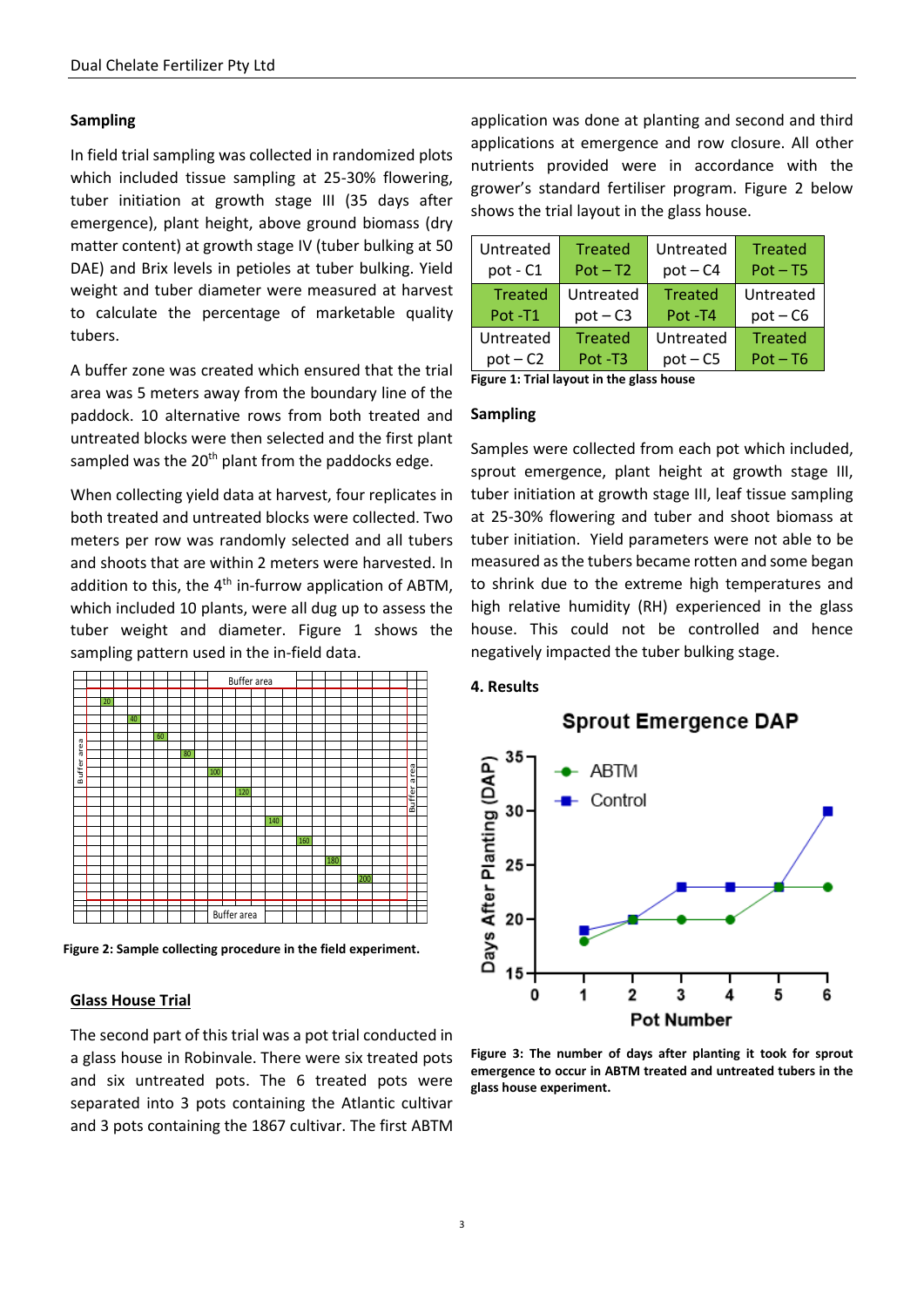### Sampling

In field trial sampling was collected in randomized plots which included tissue sampling at 25-30% flowering, tuber initiation at growth stage III (35 days after emergence), plant height, above ground biomass (dry matter content) at growth stage IV (tuber bulking at 50 DAE) and Brix levels in petioles at tuber bulking. Yield weight and tuber diameter were measured at harvest to calculate the percentage of marketable quality tubers.

A buffer zone was created which ensured that the trial area was 5 meters away from the boundary line of the paddock. 10 alternative rows from both treated and untreated blocks were then selected and the first plant sampled was the 20th plant from the paddocks edge.

When collecting yield data at harvest, four replicates in both treated and untreated blocks were collected. Two meters per row was randomly selected and all tubers and shoots that are within 2 meters were harvested. In addition to this, the 4th in-furrow application of ABTM, which included 10 plants, were all dug up to assess the tuber weight and diameter. Figure 1 shows the sampling pattern used in the in-field data.

Figure 2: Sample collecting procedure in the field experiment.

### Glass House Trial

The second part of this trial was a pot trial conducted in a glass house in Robinvale. There were six treated pots and six untreated pots. The 6 treated pots were separated into 3 pots containing the Atlantic cultivar and 3 pots containing the 1867 cultivar. The first ABTM application was done at planting and second and third applications at emergence and row closure. All other nutrients provided were in accordance with the grower's standard fertiliser program. Figure 2 below shows the trial layout in the glass house.

| Untreated pot - C1 | Treated Pot – T2 | Untreated pot – C4 | Treated Pot – T5 |
|---|---|---|---|
| Treated Pot -T1 | Untreated pot – C3 | Treated Pot -T4 | Untreated pot – C6 |
| Untreated pot – C2 | Treated Pot -T3 | Untreated pot – C5 | Treated Pot – T6 |

Figure 1: Trial layout in the glass house

### Sampling

Samples were collected from each pot which included, sprout emergence, plant height at growth stage III, tuber initiation at growth stage III, leaf tissue sampling at 25-30% flowering and tuber and shoot biomass at tuber initiation. Yield parameters were not able to be measured as the tubers became rotten and some began to shrink due to the extreme high temperatures and high relative humidity (RH) experienced in the glass house. This could not be controlled and hence negatively impacted the tuber bulking stage.

### 4. Results

Figure 3: The number of days after planting it took for sprout emergence to occur in ABTM treated and untreated tubers in the glass house experiment.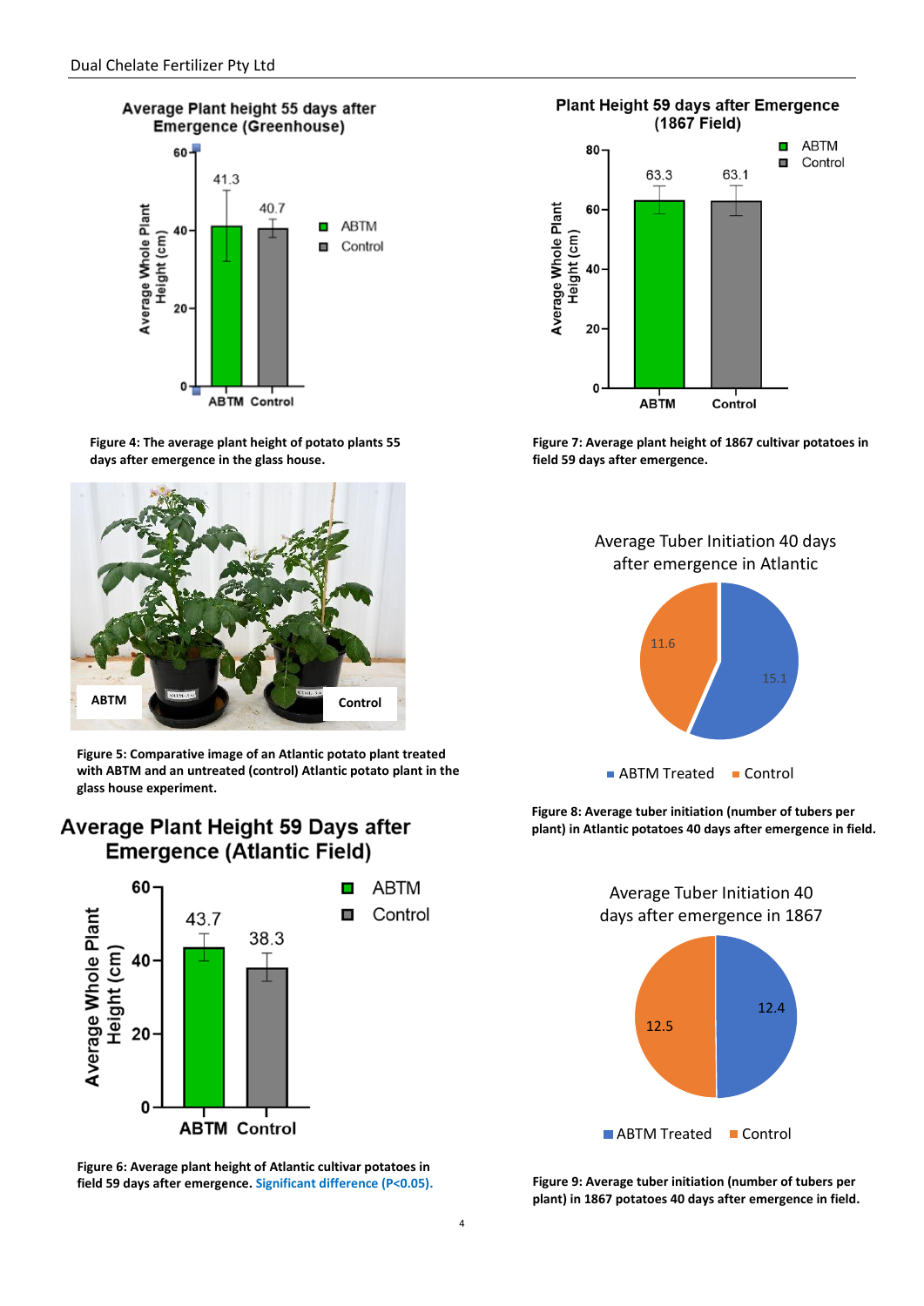Figure 4: The average plant height of potato plants 55 days after emergence in the glass house.

Figure 5: Comparative image of an Atlantic potato plant treated with ABTM and an untreated (control) Atlantic potato plant in the glass house experiment.

Figure 6: Average plant height of Atlantic cultivar potatoes in field 59 days after emergence. Significant difference (P<0.05).

Figure 7: Average plant height of 1867 cultivar potatoes in field 59 days after emergence.

Figure 8: Average tuber initiation (number of tubers per plant) in Atlantic potatoes 40 days after emergence in field.

Figure 9: Average tuber initiation (number of tubers per plant) in 1867 potatoes 40 days after emergence in field.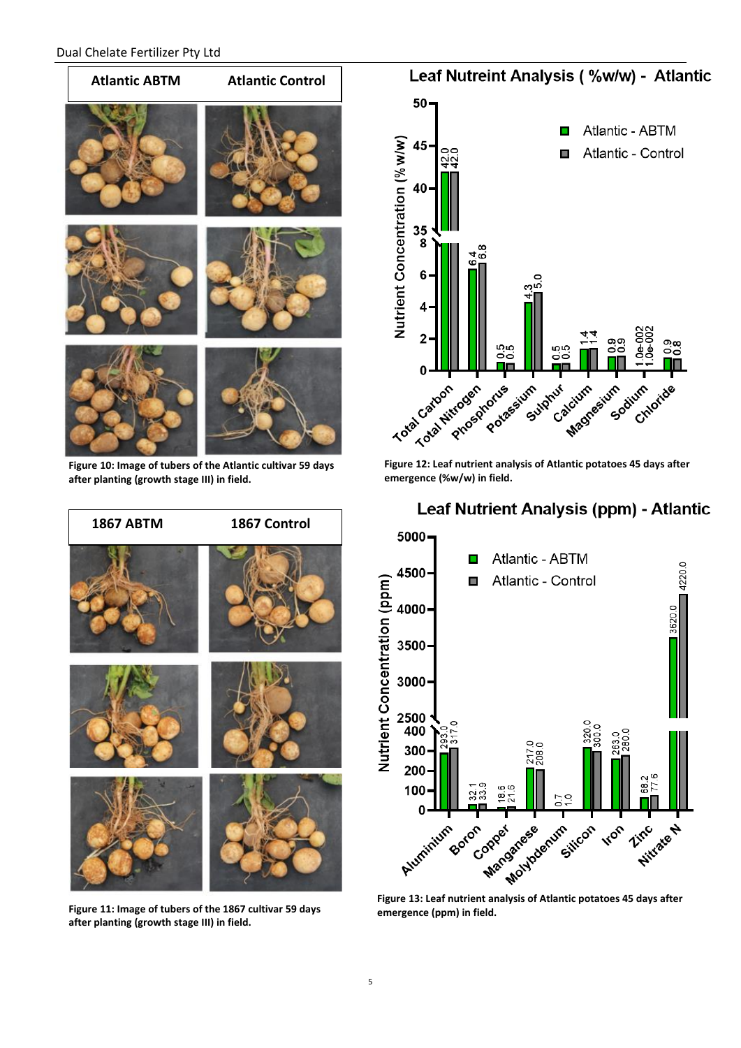| Atlantic ABTM | Atlantic Control |
| --- | --- |

Figure 10: Image of tubers of the Atlantic cultivar 59 days after planting (growth stage III) in field.

| 1867 ABTM | 1867 Control |
| --- | --- |

Figure 11: Image of tubers of the 1867 cultivar 59 days after planting (growth stage III) in field.

**Leaf Nutreint Analysis ( %w/w) - Atlantic**

| Nutrient | Atlantic - ABTM | Atlantic - Control |
| --- | --- | --- |
| Total Carbon | 42.0 | 42.0 |
| Total Nitrogen | 6.4 | 6.8 |
| Phosphorus | 0.5 | 0.5 |
| Potassium | 4.3 | 5.0 |
| Sulphur | 0.5 | 0.5 |
| Calcium | 1.4 | 1.4 |
| Magnesium | 0.9 | 0.9 |
| Sodium | 1.0e-002 | 1.0e-002 |
| Chloride | 0.9 | 0.8 |

Figure 12: Leaf nutrient analysis of Atlantic potatoes 45 days after emergence (%w/w) in field.

**Leaf Nutrient Analysis (ppm) - Atlantic**

| Nutrient | Atlantic - ABTM | Atlantic - Control |
| --- | --- | --- |
| Aluminium | 293.0 | 317.0 |
| Boron | 32.1 | 33.9 |
| Copper | 18.6 | 21.6 |
| Manganese | 217.0 | 208.0 |
| Molybdenum | 0.7 | 1.0 |
| Silicon | 320.0 | 300.0 |
| Iron | 263.0 | 280.0 |
| Zinc | 68.2 | 77.6 |
| Nitrate N | 3620.0 | 4220.0 |

Figure 13: Leaf nutrient analysis of Atlantic potatoes 45 days after emergence (ppm) in field.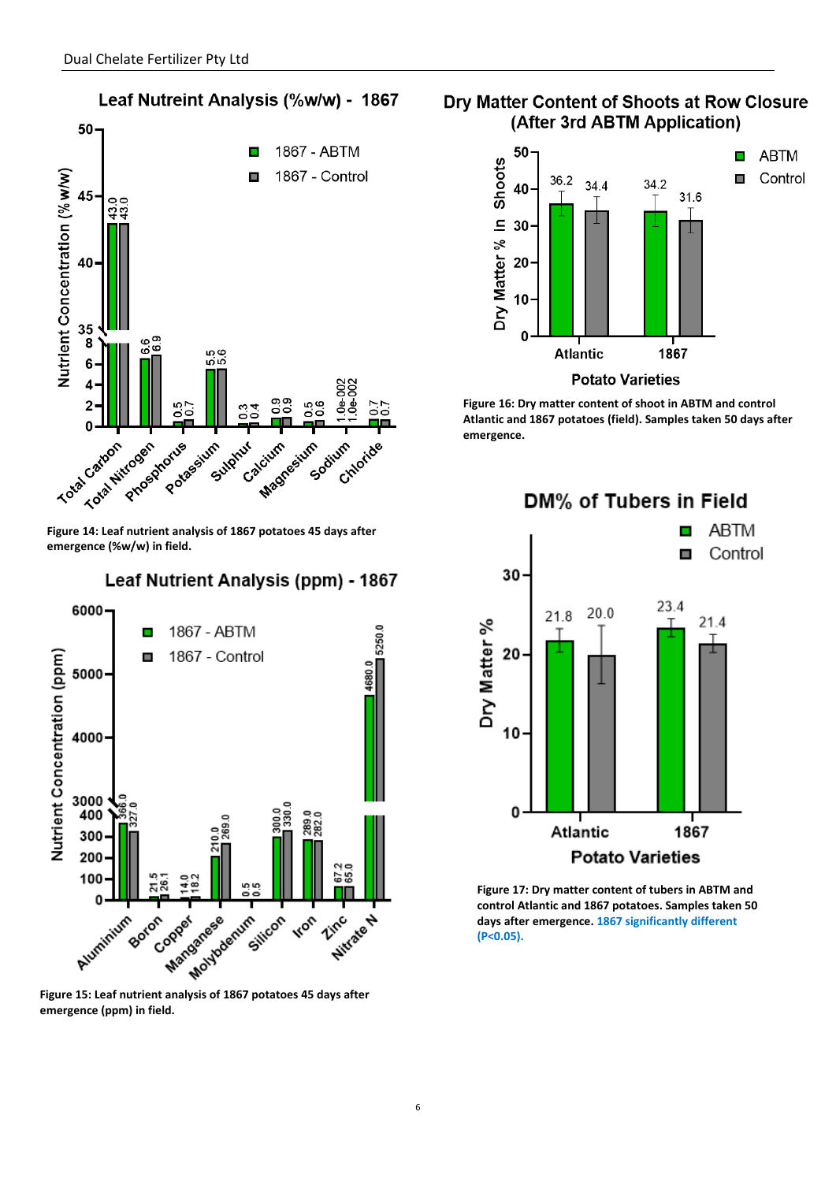**Figure 14: Leaf nutrient analysis of 1867 potatoes 45 days after emergence (%w/w) in field.**

**Figure 15: Leaf nutrient analysis of 1867 potatoes 45 days after emergence (ppm) in field.**

**Figure 16: Dry matter content of shoot in ABTM and control Atlantic and 1867 potatoes (field). Samples taken 50 days after emergence.**

**Figure 17: Dry matter content of tubers in ABTM and control Atlantic and 1867 potatoes. Samples taken 50 days after emergence. 1867 significantly different ($P<0.05$).**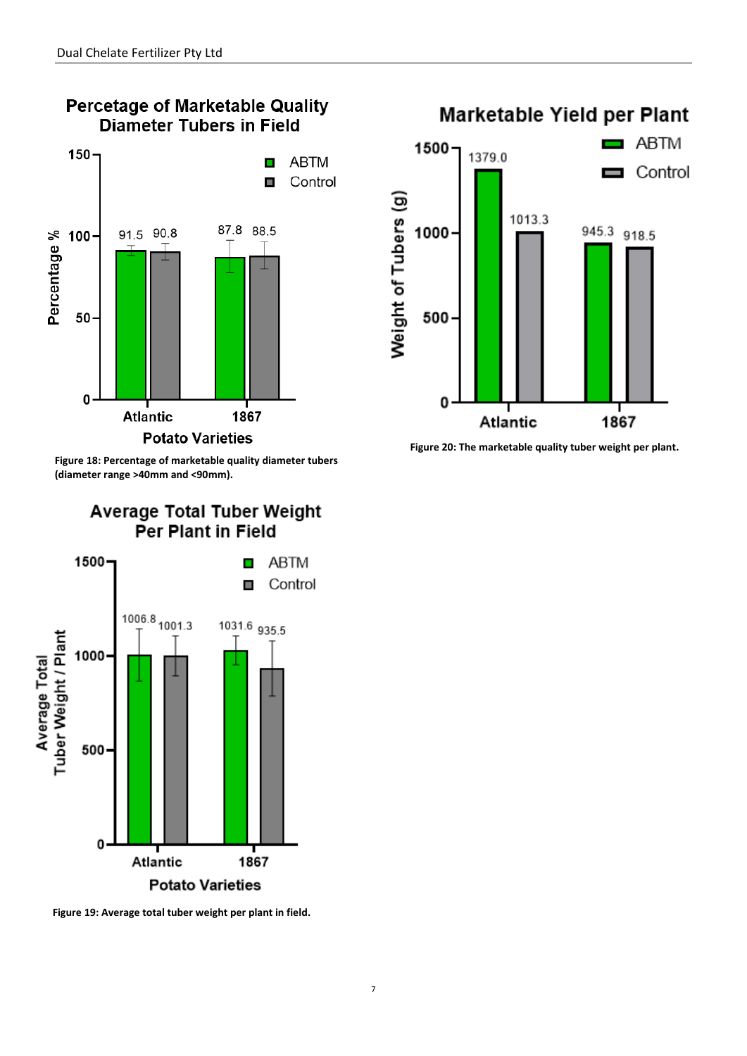Figure 18: Percentage of marketable quality diameter tubers (diameter range >40mm and <90mm).

Figure 19: Average total tuber weight per plant in field.

Figure 20: The marketable quality tuber weight per plant.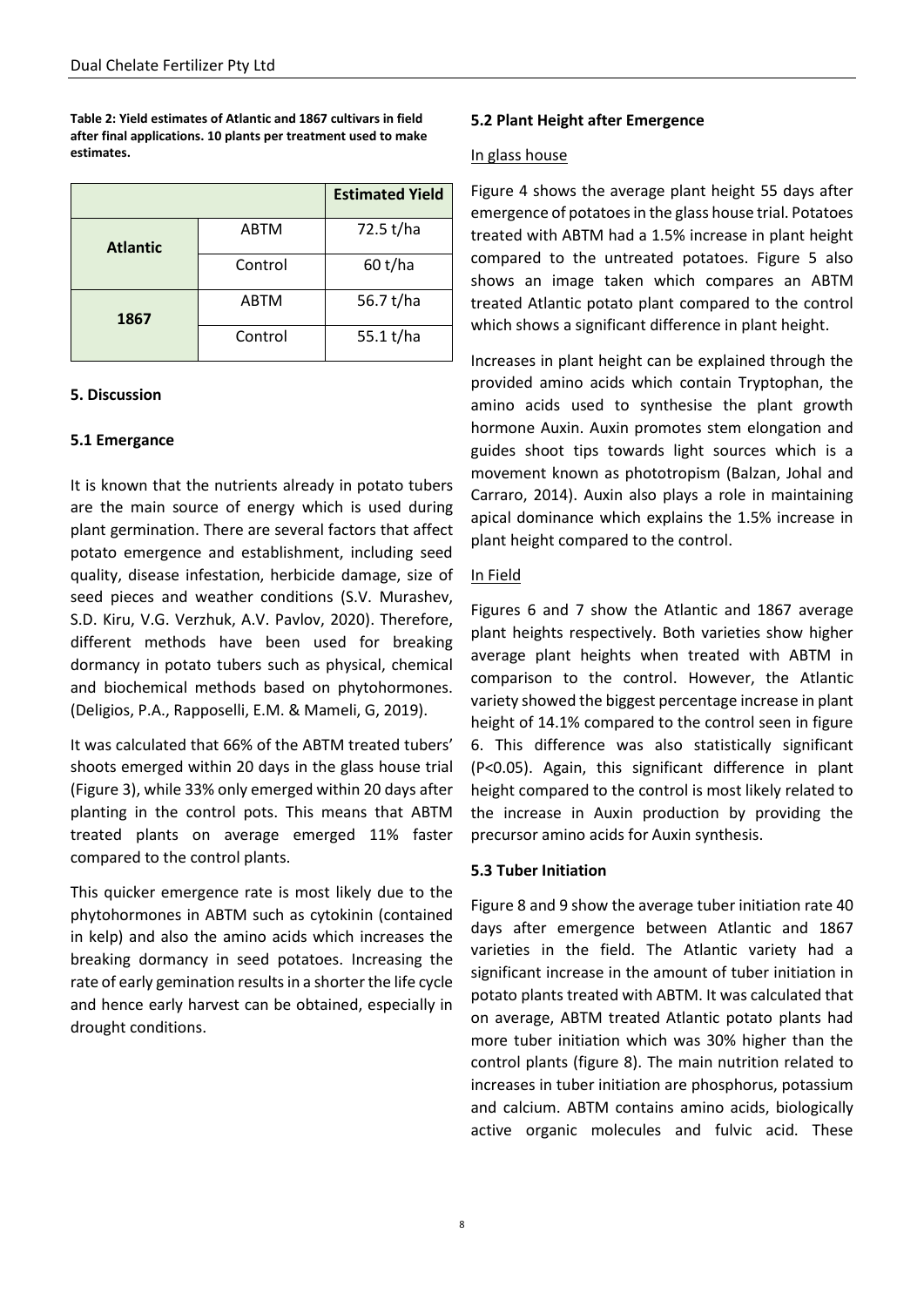**Table 2: Yield estimates of Atlantic and 1867 cultivars in field after final applications. 10 plants per treatment used to make estimates.**

| | | **Estimated Yield** |
|---|---|---|
| **Atlantic** | ABTM | 72.5 t/ha |
| | Control | 60 t/ha |
| **1867** | ABTM | 56.7 t/ha |
| | Control | 55.1 t/ha |

## 5. Discussion

### 5.1 Emergance

It is known that the nutrients already in potato tubers are the main source of energy which is used during plant germination. There are several factors that affect potato emergence and establishment, including seed quality, disease infestation, herbicide damage, size of seed pieces and weather conditions (S.V. Murashev, S.D. Kiru, V.G. Verzhuk, A.V. Pavlov, 2020). Therefore, different methods have been used for breaking dormancy in potato tubers such as physical, chemical and biochemical methods based on phytohormones. (Deligios, P.A., Rapposelli, E.M. & Mameli, G, 2019).

It was calculated that 66% of the ABTM treated tubers' shoots emerged within 20 days in the glass house trial (Figure 3), while 33% only emerged within 20 days after planting in the control pots. This means that ABTM treated plants on average emerged 11% faster compared to the control plants.

This quicker emergence rate is most likely due to the phytohormones in ABTM such as cytokinin (contained in kelp) and also the amino acids which increases the breaking dormancy in seed potatoes. Increasing the rate of early gemination results in a shorter the life cycle and hence early harvest can be obtained, especially in drought conditions.

### 5.2 Plant Height after Emergence

In glass house

Figure 4 shows the average plant height 55 days after emergence of potatoes in the glass house trial. Potatoes treated with ABTM had a 1.5% increase in plant height compared to the untreated potatoes. Figure 5 also shows an image taken which compares an ABTM treated Atlantic potato plant compared to the control which shows a significant difference in plant height.

Increases in plant height can be explained through the provided amino acids which contain Tryptophan, the amino acids used to synthesise the plant growth hormone Auxin. Auxin promotes stem elongation and guides shoot tips towards light sources which is a movement known as phototropism (Balzan, Johal and Carraro, 2014). Auxin also plays a role in maintaining apical dominance which explains the 1.5% increase in plant height compared to the control.

In Field

Figures 6 and 7 show the Atlantic and 1867 average plant heights respectively. Both varieties show higher average plant heights when treated with ABTM in comparison to the control. However, the Atlantic variety showed the biggest percentage increase in plant height of 14.1% compared to the control seen in figure 6. This difference was also statistically significant ($P<0.05$). Again, this significant difference in plant height compared to the control is most likely related to the increase in Auxin production by providing the precursor amino acids for Auxin synthesis.

### 5.3 Tuber Initiation

Figure 8 and 9 show the average tuber initiation rate 40 days after emergence between Atlantic and 1867 varieties in the field. The Atlantic variety had a significant increase in the amount of tuber initiation in potato plants treated with ABTM. It was calculated that on average, ABTM treated Atlantic potato plants had more tuber initiation which was 30% higher than the control plants (figure 8). The main nutrition related to increases in tuber initiation are phosphorus, potassium and calcium. ABTM contains amino acids, biologically active organic molecules and fulvic acid. These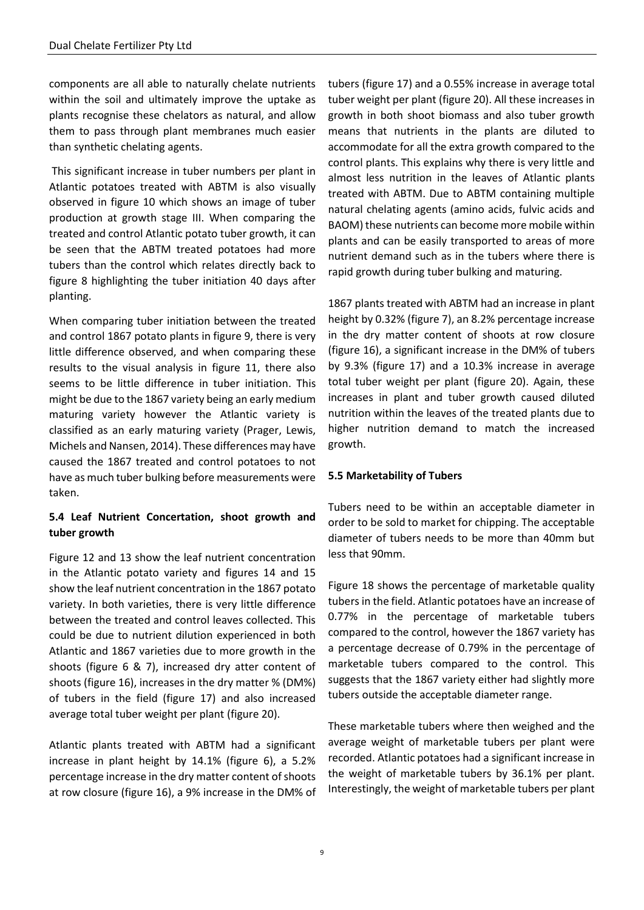components are all able to naturally chelate nutrients within the soil and ultimately improve the uptake as plants recognise these chelators as natural, and allow them to pass through plant membranes much easier than synthetic chelating agents.

This significant increase in tuber numbers per plant in Atlantic potatoes treated with ABTM is also visually observed in figure 10 which shows an image of tuber production at growth stage III. When comparing the treated and control Atlantic potato tuber growth, it can be seen that the ABTM treated potatoes had more tubers than the control which relates directly back to figure 8 highlighting the tuber initiation 40 days after planting.

When comparing tuber initiation between the treated and control 1867 potato plants in figure 9, there is very little difference observed, and when comparing these results to the visual analysis in figure 11, there also seems to be little difference in tuber initiation. This might be due to the 1867 variety being an early medium maturing variety however the Atlantic variety is classified as an early maturing variety (Prager, Lewis, Michels and Nansen, 2014). These differences may have caused the 1867 treated and control potatoes to not have as much tuber bulking before measurements were taken.

### 5.4 Leaf Nutrient Concertation, shoot growth and tuber growth

Figure 12 and 13 show the leaf nutrient concentration in the Atlantic potato variety and figures 14 and 15 show the leaf nutrient concentration in the 1867 potato variety. In both varieties, there is very little difference between the treated and control leaves collected. This could be due to nutrient dilution experienced in both Atlantic and 1867 varieties due to more growth in the shoots (figure 6 & 7), increased dry atter content of shoots (figure 16), increases in the dry matter % (DM%) of tubers in the field (figure 17) and also increased average total tuber weight per plant (figure 20).

Atlantic plants treated with ABTM had a significant increase in plant height by 14.1% (figure 6), a 5.2% percentage increase in the dry matter content of shoots at row closure (figure 16), a 9% increase in the DM% of tubers (figure 17) and a 0.55% increase in average total tuber weight per plant (figure 20). All these increases in growth in both shoot biomass and also tuber growth means that nutrients in the plants are diluted to accommodate for all the extra growth compared to the control plants. This explains why there is very little and almost less nutrition in the leaves of Atlantic plants treated with ABTM. Due to ABTM containing multiple natural chelating agents (amino acids, fulvic acids and BAOM) these nutrients can become more mobile within plants and can be easily transported to areas of more nutrient demand such as in the tubers where there is rapid growth during tuber bulking and maturing.

1867 plants treated with ABTM had an increase in plant height by 0.32% (figure 7), an 8.2% percentage increase in the dry matter content of shoots at row closure (figure 16), a significant increase in the DM% of tubers by 9.3% (figure 17) and a 10.3% increase in average total tuber weight per plant (figure 20). Again, these increases in plant and tuber growth caused diluted nutrition within the leaves of the treated plants due to higher nutrition demand to match the increased growth.

### 5.5 Marketability of Tubers

Tubers need to be within an acceptable diameter in order to be sold to market for chipping. The acceptable diameter of tubers needs to be more than 40mm but less that 90mm.

Figure 18 shows the percentage of marketable quality tubers in the field. Atlantic potatoes have an increase of 0.77% in the percentage of marketable tubers compared to the control, however the 1867 variety has a percentage decrease of 0.79% in the percentage of marketable tubers compared to the control. This suggests that the 1867 variety either had slightly more tubers outside the acceptable diameter range.

These marketable tubers where then weighed and the average weight of marketable tubers per plant were recorded. Atlantic potatoes had a significant increase in the weight of marketable tubers by 36.1% per plant. Interestingly, the weight of marketable tubers per plant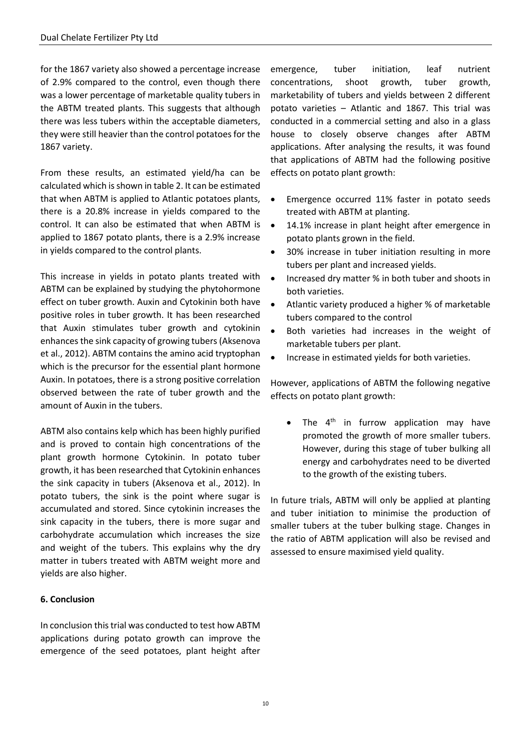for the 1867 variety also showed a percentage increase of 2.9% compared to the control, even though there was a lower percentage of marketable quality tubers in the ABTM treated plants. This suggests that although there was less tubers within the acceptable diameters, they were still heavier than the control potatoes for the 1867 variety.

From these results, an estimated yield/ha can be calculated which is shown in table 2. It can be estimated that when ABTM is applied to Atlantic potatoes plants, there is a 20.8% increase in yields compared to the control. It can also be estimated that when ABTM is applied to 1867 potato plants, there is a 2.9% increase in yields compared to the control plants.

This increase in yields in potato plants treated with ABTM can be explained by studying the phytohormone effect on tuber growth. Auxin and Cytokinin both have positive roles in tuber growth. It has been researched that Auxin stimulates tuber growth and cytokinin enhances the sink capacity of growing tubers (Aksenova et al., 2012). ABTM contains the amino acid tryptophan which is the precursor for the essential plant hormone Auxin. In potatoes, there is a strong positive correlation observed between the rate of tuber growth and the amount of Auxin in the tubers.

ABTM also contains kelp which has been highly purified and is proved to contain high concentrations of the plant growth hormone Cytokinin. In potato tuber growth, it has been researched that Cytokinin enhances the sink capacity in tubers (Aksenova et al., 2012). In potato tubers, the sink is the point where sugar is accumulated and stored. Since cytokinin increases the sink capacity in the tubers, there is more sugar and carbohydrate accumulation which increases the size and weight of the tubers. This explains why the dry matter in tubers treated with ABTM weight more and yields are also higher.

**6. Conclusion**

In conclusion this trial was conducted to test how ABTM applications during potato growth can improve the emergence of the seed potatoes, plant height after emergence, tuber initiation, leaf nutrient concentrations, shoot growth, tuber growth, marketability of tubers and yields between 2 different potato varieties – Atlantic and 1867. This trial was conducted in a commercial setting and also in a glass house to closely observe changes after ABTM applications. After analysing the results, it was found that applications of ABTM had the following positive effects on potato plant growth:

- Emergence occurred 11% faster in potato seeds treated with ABTM at planting.
- 14.1% increase in plant height after emergence in potato plants grown in the field.
- 30% increase in tuber initiation resulting in more tubers per plant and increased yields.
- Increased dry matter % in both tuber and shoots in both varieties.
- Atlantic variety produced a higher % of marketable tubers compared to the control
- Both varieties had increases in the weight of marketable tubers per plant.
- Increase in estimated yields for both varieties.

However, applications of ABTM the following negative effects on potato plant growth:

- The 4th in furrow application may have promoted the growth of more smaller tubers. However, during this stage of tuber bulking all energy and carbohydrates need to be diverted to the growth of the existing tubers.

In future trials, ABTM will only be applied at planting and tuber initiation to minimise the production of smaller tubers at the tuber bulking stage. Changes in the ratio of ABTM application will also be revised and assessed to ensure maximised yield quality.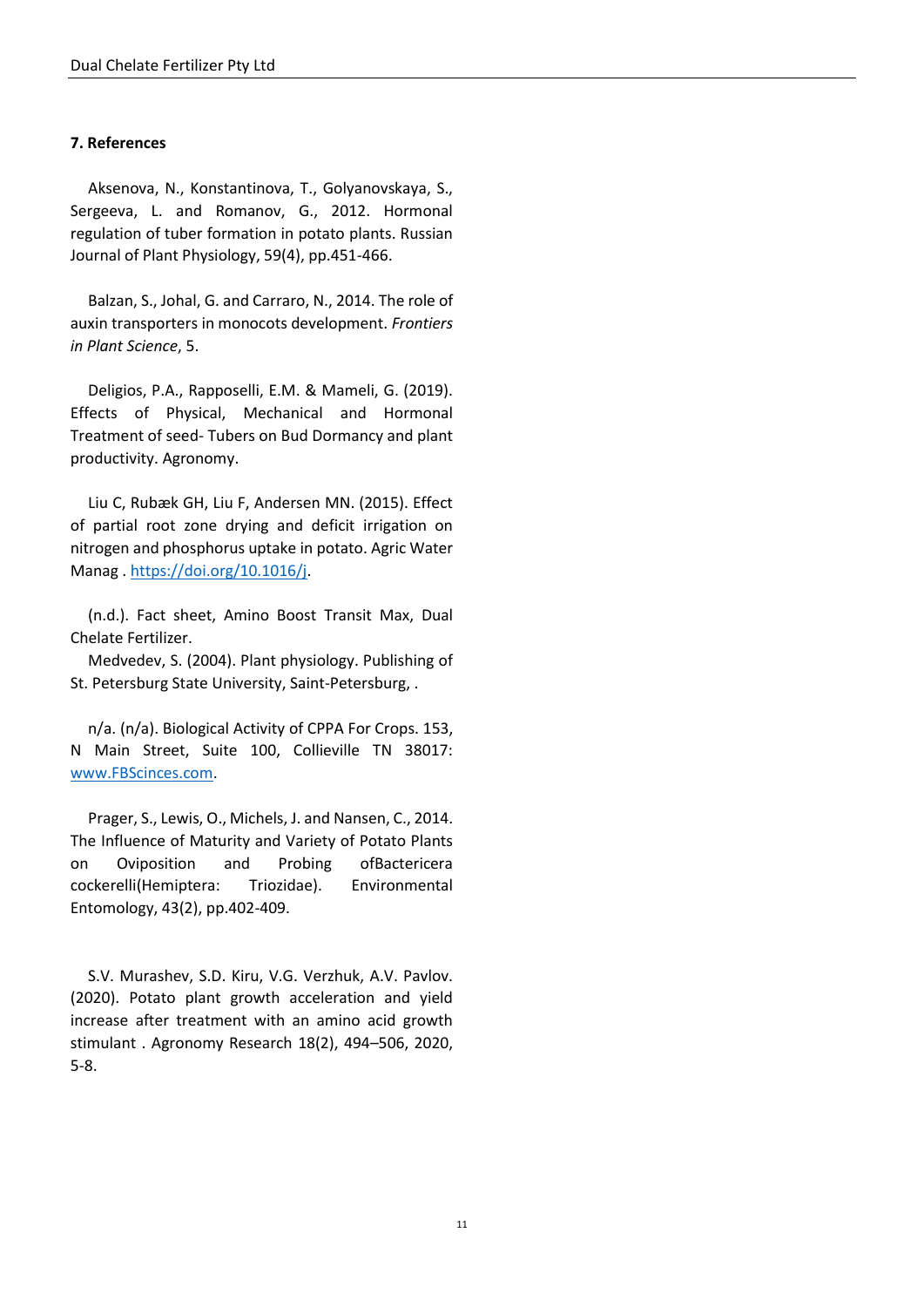### 7. References

Aksenova, N., Konstantinova, T., Golyanovskaya, S., Sergeeva, L. and Romanov, G., 2012. Hormonal regulation of tuber formation in potato plants. Russian Journal of Plant Physiology, 59(4), pp.451-466.

Balzan, S., Johal, G. and Carraro, N., 2014. The role of auxin transporters in monocots development. *Frontiers in Plant Science*, 5.

Deligios, P.A., Rapposelli, E.M. & Mameli, G. (2019). Effects of Physical, Mechanical and Hormonal Treatment of seed- Tubers on Bud Dormancy and plant productivity. Agronomy.

Liu C, Rubæk GH, Liu F, Andersen MN. (2015). Effect of partial root zone drying and deficit irrigation on nitrogen and phosphorus uptake in potato. Agric Water Manag . https://doi.org/10.1016/j.

(n.d.). Fact sheet, Amino Boost Transit Max, Dual Chelate Fertilizer.

Medvedev, S. (2004). Plant physiology. Publishing of St. Petersburg State University, Saint-Petersburg, .

n/a. (n/a). Biological Activity of CPPA For Crops. 153, N Main Street, Suite 100, Collieville TN 38017: www.FBScinces.com.

Prager, S., Lewis, O., Michels, J. and Nansen, C., 2014. The Influence of Maturity and Variety of Potato Plants on Oviposition and Probing ofBactericera cockerelli(Hemiptera: Triozidae). Environmental Entomology, 43(2), pp.402-409.

S.V. Murashev, S.D. Kiru, V.G. Verzhuk, A.V. Pavlov. (2020). Potato plant growth acceleration and yield increase after treatment with an amino acid growth stimulant . Agronomy Research 18(2), 494–506, 2020, 5-8.